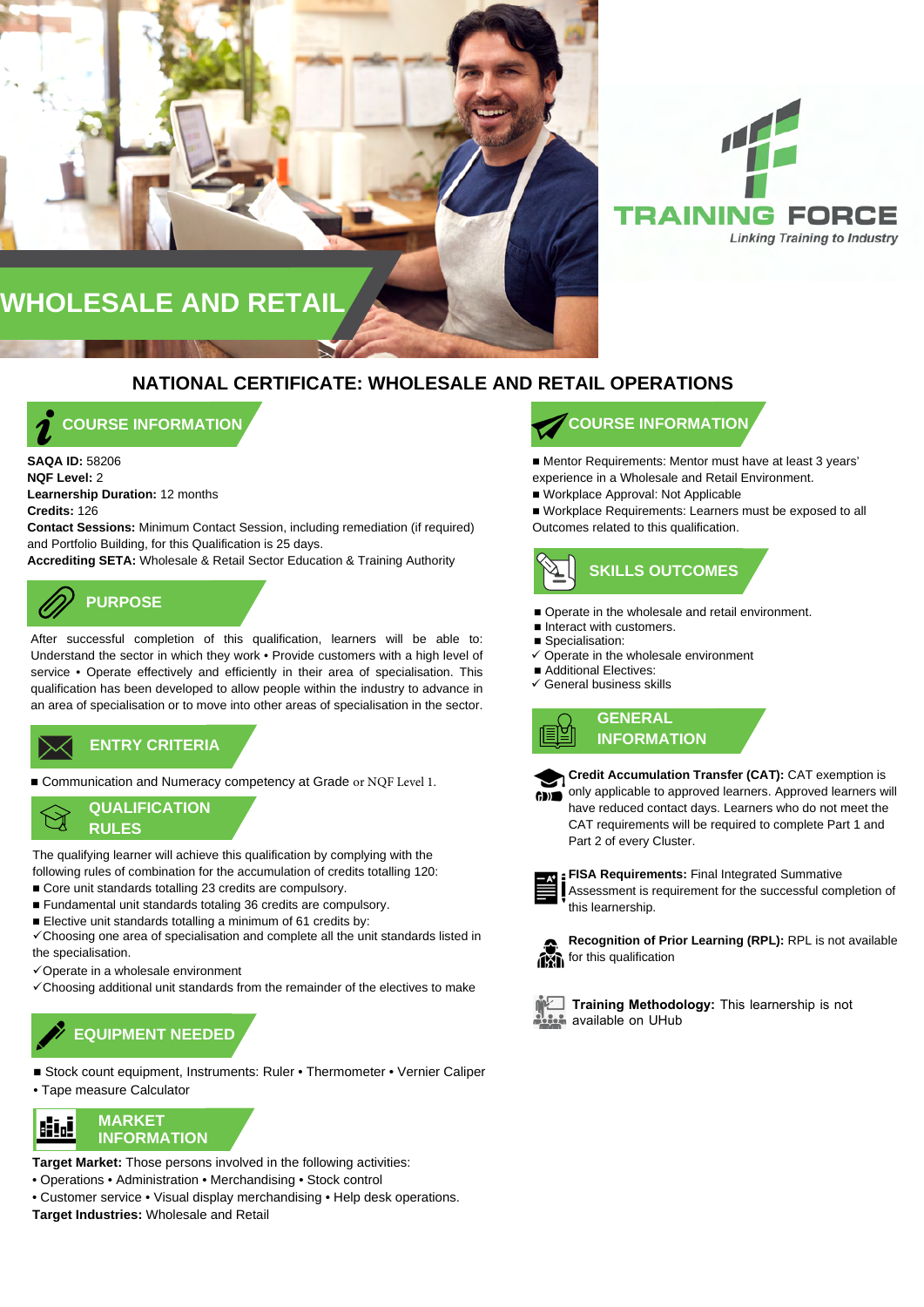# WHOLESALE AND RETAIL

TRAINING FORCE

*Linking Training to Industry*

## NATIONAL CERTIFICATE: WHOLESALE AND RETAIL OPERATIONS

### COURSE INFORMATION

**SAQA ID:** 58206
**NQF Level:** 2
**Learnership Duration:** 12 months
**Credits:** 126
**Contact Sessions:** Minimum Contact Session, including remediation (if required) and Portfolio Building, for this Qualification is 25 days.
**Accrediting SETA:** Wholesale & Retail Sector Education & Training Authority

### PURPOSE

After successful completion of this qualification, learners will be able to: Understand the sector in which they work • Provide customers with a high level of service • Operate effectively and efficiently in their area of specialisation. This qualification has been developed to allow people within the industry to advance in an area of specialisation or to move into other areas of specialisation in the sector.

### ENTRY CRITERIA

- Communication and Numeracy competency at Grade or NQF Level 1.

### QUALIFICATION RULES

The qualifying learner will achieve this qualification by complying with the following rules of combination for the accumulation of credits totalling 120:

- Core unit standards totalling 23 credits are compulsory.
- Fundamental unit standards totaling 36 credits are compulsory.
- Elective unit standards totalling a minimum of 61 credits by:

✓Choosing one area of specialisation and complete all the unit standards listed in the specialisation.
✓Operate in a wholesale environment
✓Choosing additional unit standards from the remainder of the electives to make

### EQUIPMENT NEEDED

- Stock count equipment, Instruments: Ruler • Thermometer • Vernier Caliper • Tape measure Calculator

### MARKET INFORMATION

**Target Market:** Those persons involved in the following activities:
• Operations • Administration • Merchandising • Stock control
• Customer service • Visual display merchandising • Help desk operations.
**Target Industries:** Wholesale and Retail

### COURSE INFORMATION

- Mentor Requirements: Mentor must have at least 3 years' experience in a Wholesale and Retail Environment.
- Workplace Approval: Not Applicable
- Workplace Requirements: Learners must be exposed to all Outcomes related to this qualification.

### SKILLS OUTCOMES

- Operate in the wholesale and retail environment.
- Interact with customers.
- Specialisation:

✓ Operate in the wholesale environment

- Additional Electives:

✓ General business skills

### GENERAL INFORMATION

**Credit Accumulation Transfer (CAT):** CAT exemption is only applicable to approved learners. Approved learners will have reduced contact days. Learners who do not meet the CAT requirements will be required to complete Part 1 and Part 2 of every Cluster.

**FISA Requirements:** Final Integrated Summative Assessment is requirement for the successful completion of this learnership.

**Recognition of Prior Learning (RPL):** RPL is not available for this qualification

**Training Methodology:** This learnership is not available on UHub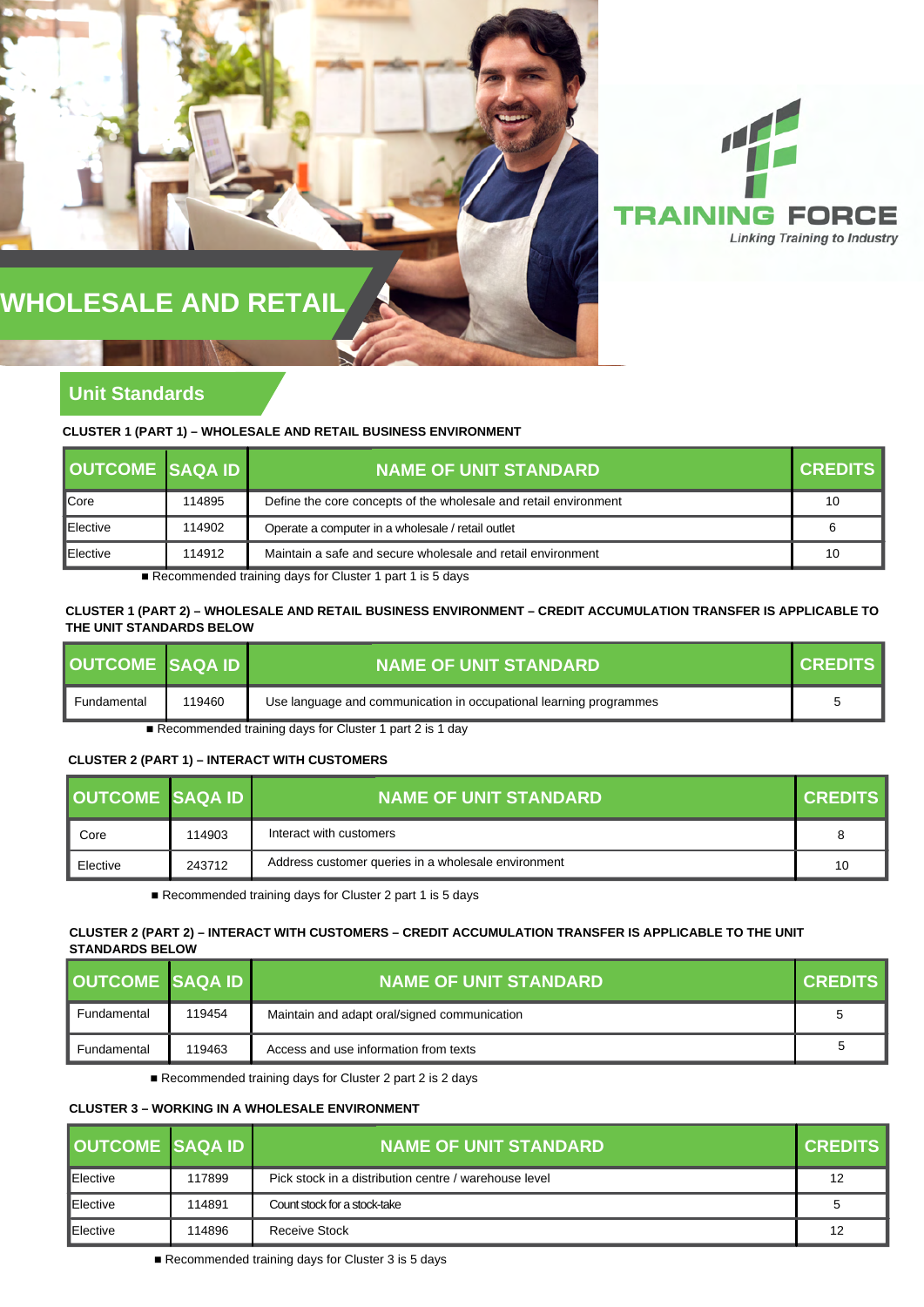# WHOLESALE AND RETAIL

TRAINING FORCE

*Linking Training to Industry*

## Unit Standards

**CLUSTER 1 (PART 1) – WHOLESALE AND RETAIL BUSINESS ENVIRONMENT**

| OUTCOME | SAQA ID | NAME OF UNIT STANDARD | CREDITS |
|---|---|---|---|
| Core | 114895 | Define the core concepts of the wholesale and retail environment | 10 |
| Elective | 114902 | Operate a computer in a wholesale / retail outlet | 6 |
| Elective | 114912 | Maintain a safe and secure wholesale and retail environment | 10 |

- Recommended training days for Cluster 1 part 1 is 5 days

**CLUSTER 1 (PART 2) – WHOLESALE AND RETAIL BUSINESS ENVIRONMENT – CREDIT ACCUMULATION TRANSFER IS APPLICABLE TO THE UNIT STANDARDS BELOW**

| OUTCOME | SAQA ID | NAME OF UNIT STANDARD | CREDITS |
|---|---|---|---|
| Fundamental | 119460 | Use language and communication in occupational learning programmes | 5 |

- Recommended training days for Cluster 1 part 2 is 1 day

**CLUSTER 2 (PART 1) – INTERACT WITH CUSTOMERS**

| OUTCOME | SAQA ID | NAME OF UNIT STANDARD | CREDITS |
|---|---|---|---|
| Core | 114903 | Interact with customers | 8 |
| Elective | 243712 | Address customer queries in a wholesale environment | 10 |

- Recommended training days for Cluster 2 part 1 is 5 days

**CLUSTER 2 (PART 2) – INTERACT WITH CUSTOMERS – CREDIT ACCUMULATION TRANSFER IS APPLICABLE TO THE UNIT STANDARDS BELOW**

| OUTCOME | SAQA ID | NAME OF UNIT STANDARD | CREDITS |
|---|---|---|---|
| Fundamental | 119454 | Maintain and adapt oral/signed communication | 5 |
| Fundamental | 119463 | Access and use information from texts | 5 |

- Recommended training days for Cluster 2 part 2 is 2 days

**CLUSTER 3 – WORKING IN A WHOLESALE ENVIRONMENT**

| OUTCOME | SAQA ID | NAME OF UNIT STANDARD | CREDITS |
|---|---|---|---|
| Elective | 117899 | Pick stock in a distribution centre / warehouse level | 12 |
| Elective | 114891 | Count stock for a stock-take | 5 |
| Elective | 114896 | Receive Stock | 12 |

- Recommended training days for Cluster 3 is 5 days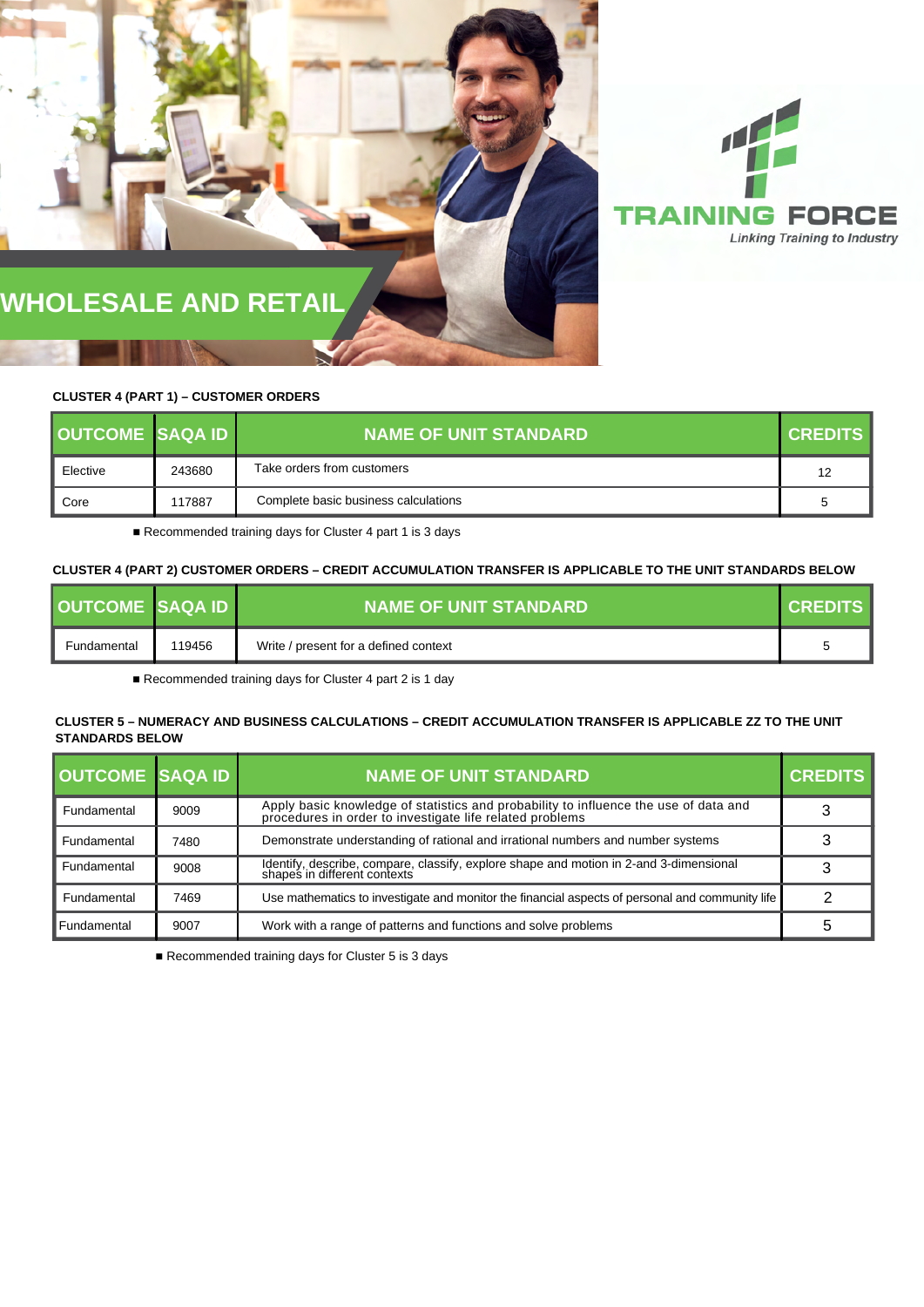# WHOLESALE AND RETAIL

TRAINING FORCE
*Linking Training to Industry*

**CLUSTER 4 (PART 1) – CUSTOMER ORDERS**

| OUTCOME | SAQA ID | NAME OF UNIT STANDARD | CREDITS |
|---|---|---|---|
| Elective | 243680 | Take orders from customers | 12 |
| Core | 117887 | Complete basic business calculations | 5 |

- Recommended training days for Cluster 4 part 1 is 3 days

**CLUSTER 4 (PART 2) CUSTOMER ORDERS – CREDIT ACCUMULATION TRANSFER IS APPLICABLE TO THE UNIT STANDARDS BELOW**

| OUTCOME | SAQA ID | NAME OF UNIT STANDARD | CREDITS |
|---|---|---|---|
| Fundamental | 119456 | Write / present for a defined context | 5 |

- Recommended training days for Cluster 4 part 2 is 1 day

**CLUSTER 5 – NUMERACY AND BUSINESS CALCULATIONS – CREDIT ACCUMULATION TRANSFER IS APPLICABLE ZZ TO THE UNIT STANDARDS BELOW**

| OUTCOME | SAQA ID | NAME OF UNIT STANDARD | CREDITS |
|---|---|---|---|
| Fundamental | 9009 | Apply basic knowledge of statistics and probability to influence the use of data and procedures in order to investigate life related problems | 3 |
| Fundamental | 7480 | Demonstrate understanding of rational and irrational numbers and number systems | 3 |
| Fundamental | 9008 | Identify, describe, compare, classify, explore shape and motion in 2-and 3-dimensional shapes in different contexts | 3 |
| Fundamental | 7469 | Use mathematics to investigate and monitor the financial aspects of personal and community life | 2 |
| Fundamental | 9007 | Work with a range of patterns and functions and solve problems | 5 |

- Recommended training days for Cluster 5 is 3 days